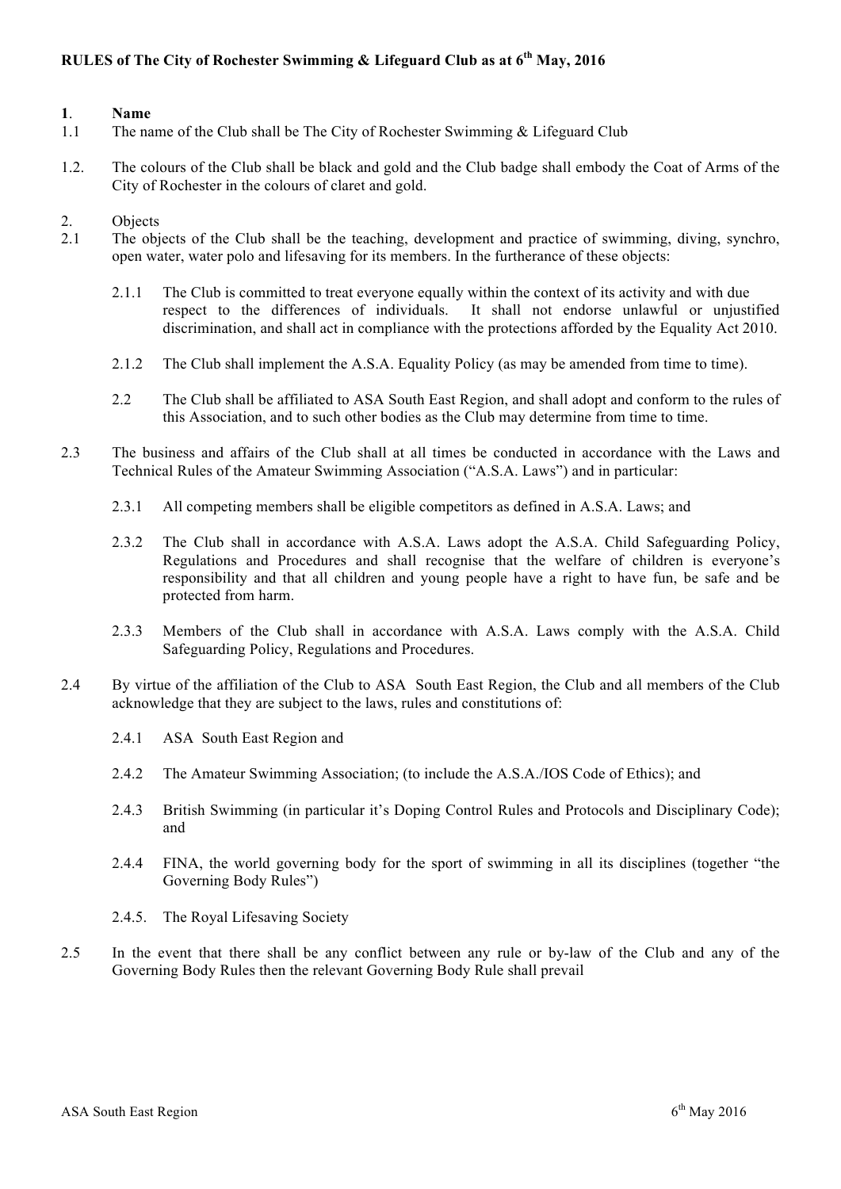**RULES of The City of Rochester Swimming & Lifeguard Club as at 6th May, 2016**

**1. Name**

1.1 The name of the Club shall be The City of Rochester Swimming & Lifeguard Club

1.2. The colours of the Club shall be black and gold and the Club badge shall embody the Coat of Arms of the City of Rochester in the colours of claret and gold.

2. Objects

2.1 The objects of the Club shall be the teaching, development and practice of swimming, diving, synchro, open water, water polo and lifesaving for its members. In the furtherance of these objects:

2.1.1 The Club is committed to treat everyone equally within the context of its activity and with due respect to the differences of individuals. It shall not endorse unlawful or unjustified discrimination, and shall act in compliance with the protections afforded by the Equality Act 2010.

2.1.2 The Club shall implement the A.S.A. Equality Policy (as may be amended from time to time).

2.2 The Club shall be affiliated to ASA South East Region, and shall adopt and conform to the rules of this Association, and to such other bodies as the Club may determine from time to time.

2.3 The business and affairs of the Club shall at all times be conducted in accordance with the Laws and Technical Rules of the Amateur Swimming Association ("A.S.A. Laws") and in particular:

2.3.1 All competing members shall be eligible competitors as defined in A.S.A. Laws; and

2.3.2 The Club shall in accordance with A.S.A. Laws adopt the A.S.A. Child Safeguarding Policy, Regulations and Procedures and shall recognise that the welfare of children is everyone's responsibility and that all children and young people have a right to have fun, be safe and be protected from harm.

2.3.3 Members of the Club shall in accordance with A.S.A. Laws comply with the A.S.A. Child Safeguarding Policy, Regulations and Procedures.

2.4 By virtue of the affiliation of the Club to ASA South East Region, the Club and all members of the Club acknowledge that they are subject to the laws, rules and constitutions of:

2.4.1 ASA South East Region and

2.4.2 The Amateur Swimming Association; (to include the A.S.A./IOS Code of Ethics); and

2.4.3 British Swimming (in particular it's Doping Control Rules and Protocols and Disciplinary Code); and

2.4.4 FINA, the world governing body for the sport of swimming in all its disciplines (together "the Governing Body Rules")

2.4.5. The Royal Lifesaving Society

2.5 In the event that there shall be any conflict between any rule or by-law of the Club and any of the Governing Body Rules then the relevant Governing Body Rule shall prevail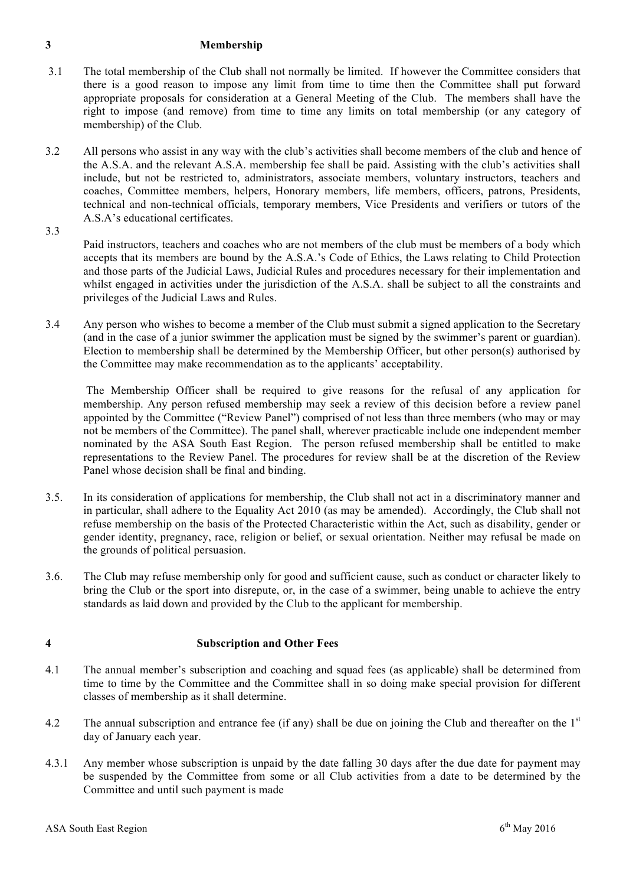## 3 Membership

3.1 The total membership of the Club shall not normally be limited. If however the Committee considers that there is a good reason to impose any limit from time to time then the Committee shall put forward appropriate proposals for consideration at a General Meeting of the Club. The members shall have the right to impose (and remove) from time to time any limits on total membership (or any category of membership) of the Club.

3.2 All persons who assist in any way with the club's activities shall become members of the club and hence of the A.S.A. and the relevant A.S.A. membership fee shall be paid. Assisting with the club's activities shall include, but not be restricted to, administrators, associate members, voluntary instructors, teachers and coaches, Committee members, helpers, Honorary members, life members, officers, patrons, Presidents, technical and non-technical officials, temporary members, Vice Presidents and verifiers or tutors of the A.S.A's educational certificates.

3.3 Paid instructors, teachers and coaches who are not members of the club must be members of a body which accepts that its members are bound by the A.S.A.'s Code of Ethics, the Laws relating to Child Protection and those parts of the Judicial Laws, Judicial Rules and procedures necessary for their implementation and whilst engaged in activities under the jurisdiction of the A.S.A. shall be subject to all the constraints and privileges of the Judicial Laws and Rules.

3.4 Any person who wishes to become a member of the Club must submit a signed application to the Secretary (and in the case of a junior swimmer the application must be signed by the swimmer's parent or guardian). Election to membership shall be determined by the Membership Officer, but other person(s) authorised by the Committee may make recommendation as to the applicants' acceptability.

The Membership Officer shall be required to give reasons for the refusal of any application for membership. Any person refused membership may seek a review of this decision before a review panel appointed by the Committee ("Review Panel") comprised of not less than three members (who may or may not be members of the Committee). The panel shall, wherever practicable include one independent member nominated by the ASA South East Region. The person refused membership shall be entitled to make representations to the Review Panel. The procedures for review shall be at the discretion of the Review Panel whose decision shall be final and binding.

3.5. In its consideration of applications for membership, the Club shall not act in a discriminatory manner and in particular, shall adhere to the Equality Act 2010 (as may be amended). Accordingly, the Club shall not refuse membership on the basis of the Protected Characteristic within the Act, such as disability, gender or gender identity, pregnancy, race, religion or belief, or sexual orientation. Neither may refusal be made on the grounds of political persuasion.

3.6. The Club may refuse membership only for good and sufficient cause, such as conduct or character likely to bring the Club or the sport into disrepute, or, in the case of a swimmer, being unable to achieve the entry standards as laid down and provided by the Club to the applicant for membership.

## 4 Subscription and Other Fees

4.1 The annual member's subscription and coaching and squad fees (as applicable) shall be determined from time to time by the Committee and the Committee shall in so doing make special provision for different classes of membership as it shall determine.

4.2 The annual subscription and entrance fee (if any) shall be due on joining the Club and thereafter on the 1st day of January each year.

4.3.1 Any member whose subscription is unpaid by the date falling 30 days after the due date for payment may be suspended by the Committee from some or all Club activities from a date to be determined by the Committee and until such payment is made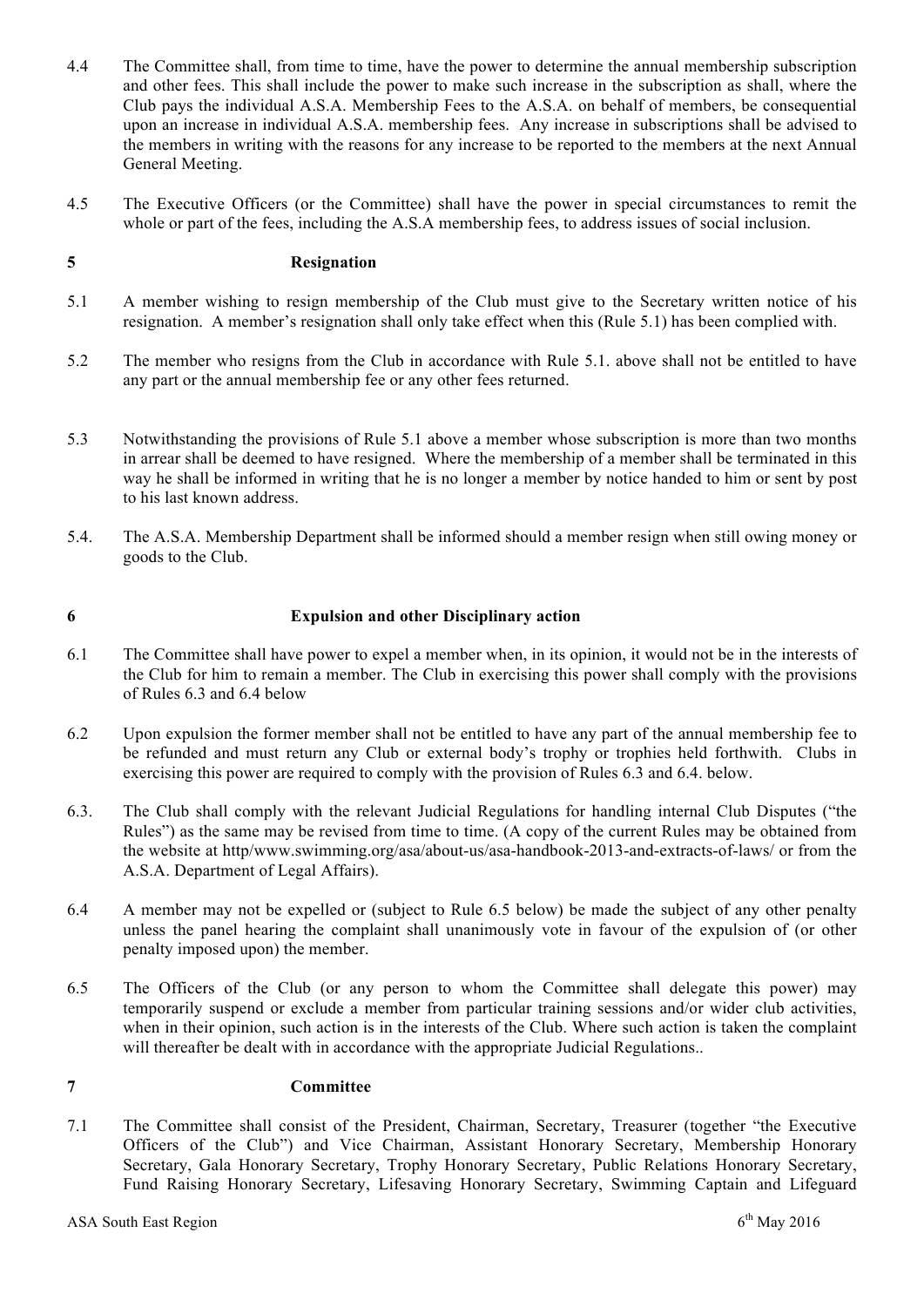4.4 The Committee shall, from time to time, have the power to determine the annual membership subscription and other fees. This shall include the power to make such increase in the subscription as shall, where the Club pays the individual A.S.A. Membership Fees to the A.S.A. on behalf of members, be consequential upon an increase in individual A.S.A. membership fees. Any increase in subscriptions shall be advised to the members in writing with the reasons for any increase to be reported to the members at the next Annual General Meeting.

4.5 The Executive Officers (or the Committee) shall have the power in special circumstances to remit the whole or part of the fees, including the A.S.A membership fees, to address issues of social inclusion.

## 5 Resignation

5.1 A member wishing to resign membership of the Club must give to the Secretary written notice of his resignation. A member's resignation shall only take effect when this (Rule 5.1) has been complied with.

5.2 The member who resigns from the Club in accordance with Rule 5.1. above shall not be entitled to have any part or the annual membership fee or any other fees returned.

5.3 Notwithstanding the provisions of Rule 5.1 above a member whose subscription is more than two months in arrear shall be deemed to have resigned. Where the membership of a member shall be terminated in this way he shall be informed in writing that he is no longer a member by notice handed to him or sent by post to his last known address.

5.4. The A.S.A. Membership Department shall be informed should a member resign when still owing money or goods to the Club.

## 6 Expulsion and other Disciplinary action

6.1 The Committee shall have power to expel a member when, in its opinion, it would not be in the interests of the Club for him to remain a member. The Club in exercising this power shall comply with the provisions of Rules 6.3 and 6.4 below

6.2 Upon expulsion the former member shall not be entitled to have any part of the annual membership fee to be refunded and must return any Club or external body's trophy or trophies held forthwith. Clubs in exercising this power are required to comply with the provision of Rules 6.3 and 6.4. below.

6.3. The Club shall comply with the relevant Judicial Regulations for handling internal Club Disputes ("the Rules") as the same may be revised from time to time. (A copy of the current Rules may be obtained from the website at http/www.swimming.org/asa/about-us/asa-handbook-2013-and-extracts-of-laws/ or from the A.S.A. Department of Legal Affairs).

6.4 A member may not be expelled or (subject to Rule 6.5 below) be made the subject of any other penalty unless the panel hearing the complaint shall unanimously vote in favour of the expulsion of (or other penalty imposed upon) the member.

6.5 The Officers of the Club (or any person to whom the Committee shall delegate this power) may temporarily suspend or exclude a member from particular training sessions and/or wider club activities, when in their opinion, such action is in the interests of the Club. Where such action is taken the complaint will thereafter be dealt with in accordance with the appropriate Judicial Regulations..

## 7 Committee

7.1 The Committee shall consist of the President, Chairman, Secretary, Treasurer (together "the Executive Officers of the Club") and Vice Chairman, Assistant Honorary Secretary, Membership Honorary Secretary, Gala Honorary Secretary, Trophy Honorary Secretary, Public Relations Honorary Secretary, Fund Raising Honorary Secretary, Lifesaving Honorary Secretary, Swimming Captain and Lifeguard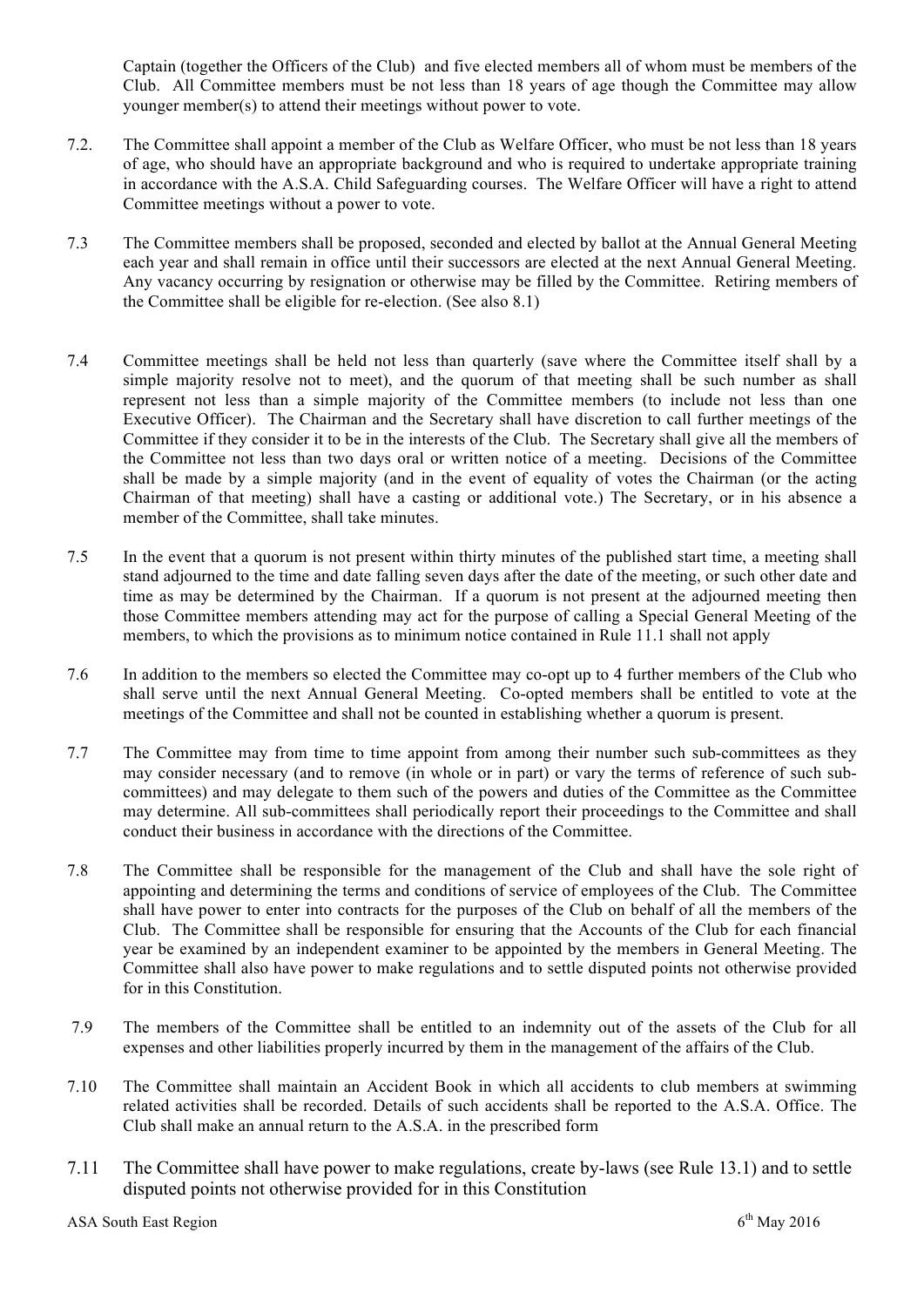Captain (together the Officers of the Club) and five elected members all of whom must be members of the Club. All Committee members must be not less than 18 years of age though the Committee may allow younger member(s) to attend their meetings without power to vote.

7.2. The Committee shall appoint a member of the Club as Welfare Officer, who must be not less than 18 years of age, who should have an appropriate background and who is required to undertake appropriate training in accordance with the A.S.A. Child Safeguarding courses. The Welfare Officer will have a right to attend Committee meetings without a power to vote.

7.3 The Committee members shall be proposed, seconded and elected by ballot at the Annual General Meeting each year and shall remain in office until their successors are elected at the next Annual General Meeting. Any vacancy occurring by resignation or otherwise may be filled by the Committee. Retiring members of the Committee shall be eligible for re-election. (See also 8.1)

7.4 Committee meetings shall be held not less than quarterly (save where the Committee itself shall by a simple majority resolve not to meet), and the quorum of that meeting shall be such number as shall represent not less than a simple majority of the Committee members (to include not less than one Executive Officer). The Chairman and the Secretary shall have discretion to call further meetings of the Committee if they consider it to be in the interests of the Club. The Secretary shall give all the members of the Committee not less than two days oral or written notice of a meeting. Decisions of the Committee shall be made by a simple majority (and in the event of equality of votes the Chairman (or the acting Chairman of that meeting) shall have a casting or additional vote.) The Secretary, or in his absence a member of the Committee, shall take minutes.

7.5 In the event that a quorum is not present within thirty minutes of the published start time, a meeting shall stand adjourned to the time and date falling seven days after the date of the meeting, or such other date and time as may be determined by the Chairman. If a quorum is not present at the adjourned meeting then those Committee members attending may act for the purpose of calling a Special General Meeting of the members, to which the provisions as to minimum notice contained in Rule 11.1 shall not apply

7.6 In addition to the members so elected the Committee may co-opt up to 4 further members of the Club who shall serve until the next Annual General Meeting. Co-opted members shall be entitled to vote at the meetings of the Committee and shall not be counted in establishing whether a quorum is present.

7.7 The Committee may from time to time appoint from among their number such sub-committees as they may consider necessary (and to remove (in whole or in part) or vary the terms of reference of such sub-committees) and may delegate to them such of the powers and duties of the Committee as the Committee may determine. All sub-committees shall periodically report their proceedings to the Committee and shall conduct their business in accordance with the directions of the Committee.

7.8 The Committee shall be responsible for the management of the Club and shall have the sole right of appointing and determining the terms and conditions of service of employees of the Club. The Committee shall have power to enter into contracts for the purposes of the Club on behalf of all the members of the Club. The Committee shall be responsible for ensuring that the Accounts of the Club for each financial year be examined by an independent examiner to be appointed by the members in General Meeting. The Committee shall also have power to make regulations and to settle disputed points not otherwise provided for in this Constitution.

7.9 The members of the Committee shall be entitled to an indemnity out of the assets of the Club for all expenses and other liabilities properly incurred by them in the management of the affairs of the Club.

7.10 The Committee shall maintain an Accident Book in which all accidents to club members at swimming related activities shall be recorded. Details of such accidents shall be reported to the A.S.A. Office. The Club shall make an annual return to the A.S.A. in the prescribed form

7.11 The Committee shall have power to make regulations, create by-laws (see Rule 13.1) and to settle disputed points not otherwise provided for in this Constitution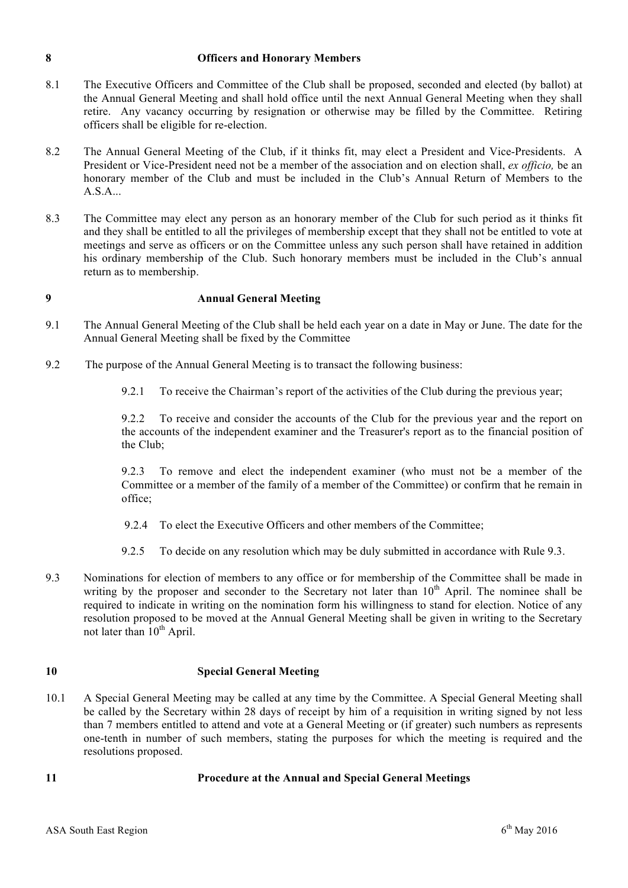## 8 Officers and Honorary Members

8.1 The Executive Officers and Committee of the Club shall be proposed, seconded and elected (by ballot) at the Annual General Meeting and shall hold office until the next Annual General Meeting when they shall retire. Any vacancy occurring by resignation or otherwise may be filled by the Committee. Retiring officers shall be eligible for re-election.

8.2 The Annual General Meeting of the Club, if it thinks fit, may elect a President and Vice-Presidents. A President or Vice-President need not be a member of the association and on election shall, *ex officio,* be an honorary member of the Club and must be included in the Club's Annual Return of Members to the A.S.A...

8.3 The Committee may elect any person as an honorary member of the Club for such period as it thinks fit and they shall be entitled to all the privileges of membership except that they shall not be entitled to vote at meetings and serve as officers or on the Committee unless any such person shall have retained in addition his ordinary membership of the Club. Such honorary members must be included in the Club's annual return as to membership.

## 9 Annual General Meeting

9.1 The Annual General Meeting of the Club shall be held each year on a date in May or June. The date for the Annual General Meeting shall be fixed by the Committee

9.2 The purpose of the Annual General Meeting is to transact the following business:

9.2.1 To receive the Chairman's report of the activities of the Club during the previous year;

9.2.2 To receive and consider the accounts of the Club for the previous year and the report on the accounts of the independent examiner and the Treasurer's report as to the financial position of the Club;

9.2.3 To remove and elect the independent examiner (who must not be a member of the Committee or a member of the family of a member of the Committee) or confirm that he remain in office;

9.2.4 To elect the Executive Officers and other members of the Committee;

9.2.5 To decide on any resolution which may be duly submitted in accordance with Rule 9.3.

9.3 Nominations for election of members to any office or for membership of the Committee shall be made in writing by the proposer and seconder to the Secretary not later than 10th April. The nominee shall be required to indicate in writing on the nomination form his willingness to stand for election. Notice of any resolution proposed to be moved at the Annual General Meeting shall be given in writing to the Secretary not later than 10th April.

## 10 Special General Meeting

10.1 A Special General Meeting may be called at any time by the Committee. A Special General Meeting shall be called by the Secretary within 28 days of receipt by him of a requisition in writing signed by not less than 7 members entitled to attend and vote at a General Meeting or (if greater) such numbers as represents one-tenth in number of such members, stating the purposes for which the meeting is required and the resolutions proposed.

## 11 Procedure at the Annual and Special General Meetings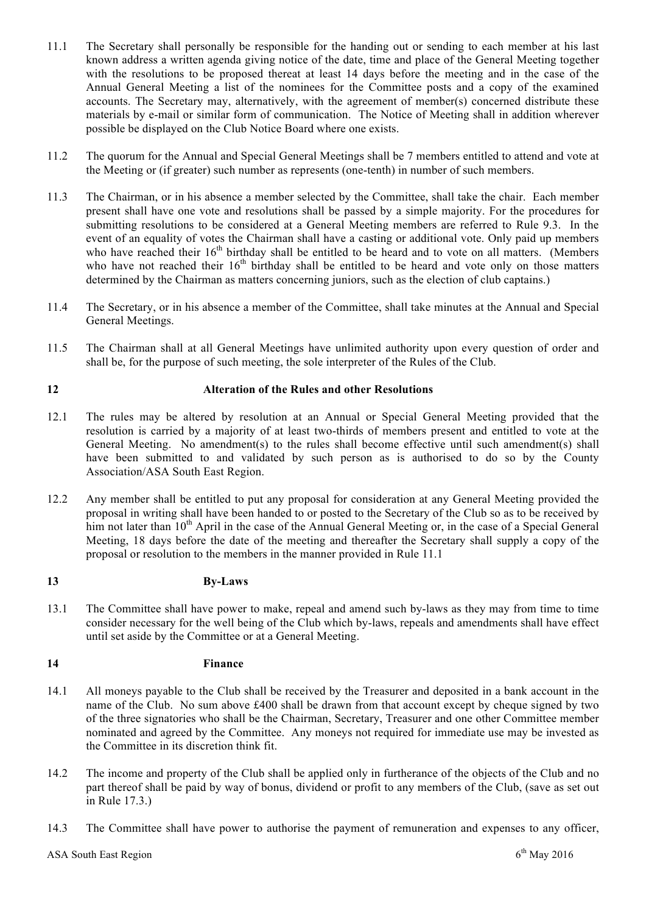11.1 The Secretary shall personally be responsible for the handing out or sending to each member at his last known address a written agenda giving notice of the date, time and place of the General Meeting together with the resolutions to be proposed thereat at least 14 days before the meeting and in the case of the Annual General Meeting a list of the nominees for the Committee posts and a copy of the examined accounts. The Secretary may, alternatively, with the agreement of member(s) concerned distribute these materials by e-mail or similar form of communication. The Notice of Meeting shall in addition wherever possible be displayed on the Club Notice Board where one exists.

11.2 The quorum for the Annual and Special General Meetings shall be 7 members entitled to attend and vote at the Meeting or (if greater) such number as represents (one-tenth) in number of such members.

11.3 The Chairman, or in his absence a member selected by the Committee, shall take the chair. Each member present shall have one vote and resolutions shall be passed by a simple majority. For the procedures for submitting resolutions to be considered at a General Meeting members are referred to Rule 9.3. In the event of an equality of votes the Chairman shall have a casting or additional vote. Only paid up members who have reached their 16th birthday shall be entitled to be heard and to vote on all matters. (Members who have not reached their 16th birthday shall be entitled to be heard and vote only on those matters determined by the Chairman as matters concerning juniors, such as the election of club captains.)

11.4 The Secretary, or in his absence a member of the Committee, shall take minutes at the Annual and Special General Meetings.

11.5 The Chairman shall at all General Meetings have unlimited authority upon every question of order and shall be, for the purpose of such meeting, the sole interpreter of the Rules of the Club.

## 12 Alteration of the Rules and other Resolutions

12.1 The rules may be altered by resolution at an Annual or Special General Meeting provided that the resolution is carried by a majority of at least two-thirds of members present and entitled to vote at the General Meeting. No amendment(s) to the rules shall become effective until such amendment(s) shall have been submitted to and validated by such person as is authorised to do so by the County Association/ASA South East Region.

12.2 Any member shall be entitled to put any proposal for consideration at any General Meeting provided the proposal in writing shall have been handed to or posted to the Secretary of the Club so as to be received by him not later than 10th April in the case of the Annual General Meeting or, in the case of a Special General Meeting, 18 days before the date of the meeting and thereafter the Secretary shall supply a copy of the proposal or resolution to the members in the manner provided in Rule 11.1

## 13 By-Laws

13.1 The Committee shall have power to make, repeal and amend such by-laws as they may from time to time consider necessary for the well being of the Club which by-laws, repeals and amendments shall have effect until set aside by the Committee or at a General Meeting.

## 14 Finance

14.1 All moneys payable to the Club shall be received by the Treasurer and deposited in a bank account in the name of the Club. No sum above £400 shall be drawn from that account except by cheque signed by two of the three signatories who shall be the Chairman, Secretary, Treasurer and one other Committee member nominated and agreed by the Committee. Any moneys not required for immediate use may be invested as the Committee in its discretion think fit.

14.2 The income and property of the Club shall be applied only in furtherance of the objects of the Club and no part thereof shall be paid by way of bonus, dividend or profit to any members of the Club, (save as set out in Rule 17.3.)

14.3 The Committee shall have power to authorise the payment of remuneration and expenses to any officer,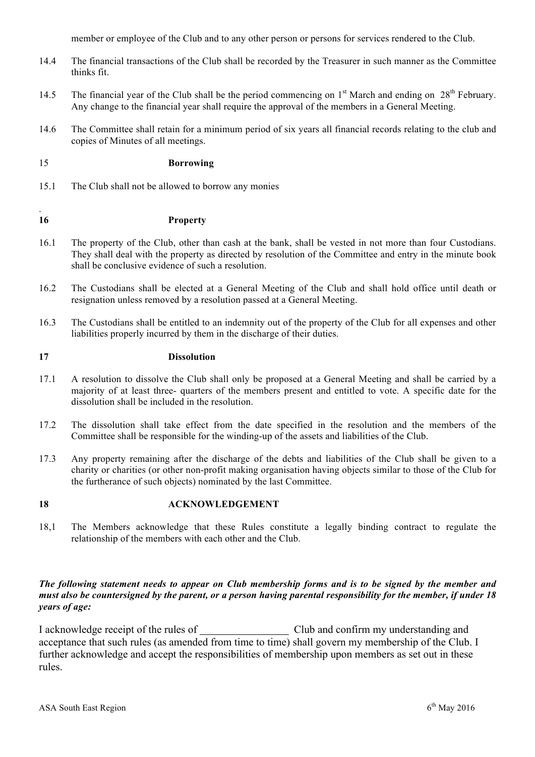member or employee of the Club and to any other person or persons for services rendered to the Club.

14.4 The financial transactions of the Club shall be recorded by the Treasurer in such manner as the Committee thinks fit.

14.5 The financial year of the Club shall be the period commencing on 1st March and ending on 28th February. Any change to the financial year shall require the approval of the members in a General Meeting.

14.6 The Committee shall retain for a minimum period of six years all financial records relating to the club and copies of Minutes of all meetings.

## 15 Borrowing

15.1 The Club shall not be allowed to borrow any monies

.

## 16 Property

16.1 The property of the Club, other than cash at the bank, shall be vested in not more than four Custodians. They shall deal with the property as directed by resolution of the Committee and entry in the minute book shall be conclusive evidence of such a resolution.

16.2 The Custodians shall be elected at a General Meeting of the Club and shall hold office until death or resignation unless removed by a resolution passed at a General Meeting.

16.3 The Custodians shall be entitled to an indemnity out of the property of the Club for all expenses and other liabilities properly incurred by them in the discharge of their duties.

## 17 Dissolution

17.1 A resolution to dissolve the Club shall only be proposed at a General Meeting and shall be carried by a majority of at least three- quarters of the members present and entitled to vote. A specific date for the dissolution shall be included in the resolution.

17.2 The dissolution shall take effect from the date specified in the resolution and the members of the Committee shall be responsible for the winding-up of the assets and liabilities of the Club.

17.3 Any property remaining after the discharge of the debts and liabilities of the Club shall be given to a charity or charities (or other non-profit making organisation having objects similar to those of the Club for the furtherance of such objects) nominated by the last Committee.

## 18 ACKNOWLEDGEMENT

18,1 The Members acknowledge that these Rules constitute a legally binding contract to regulate the relationship of the members with each other and the Club.

***The following statement needs to appear on Club membership forms and is to be signed by the member and must also be countersigned by the parent, or a person having parental responsibility for the member, if under 18 years of age:***

I acknowledge receipt of the rules of ________________ Club and confirm my understanding and acceptance that such rules (as amended from time to time) shall govern my membership of the Club. I further acknowledge and accept the responsibilities of membership upon members as set out in these rules.